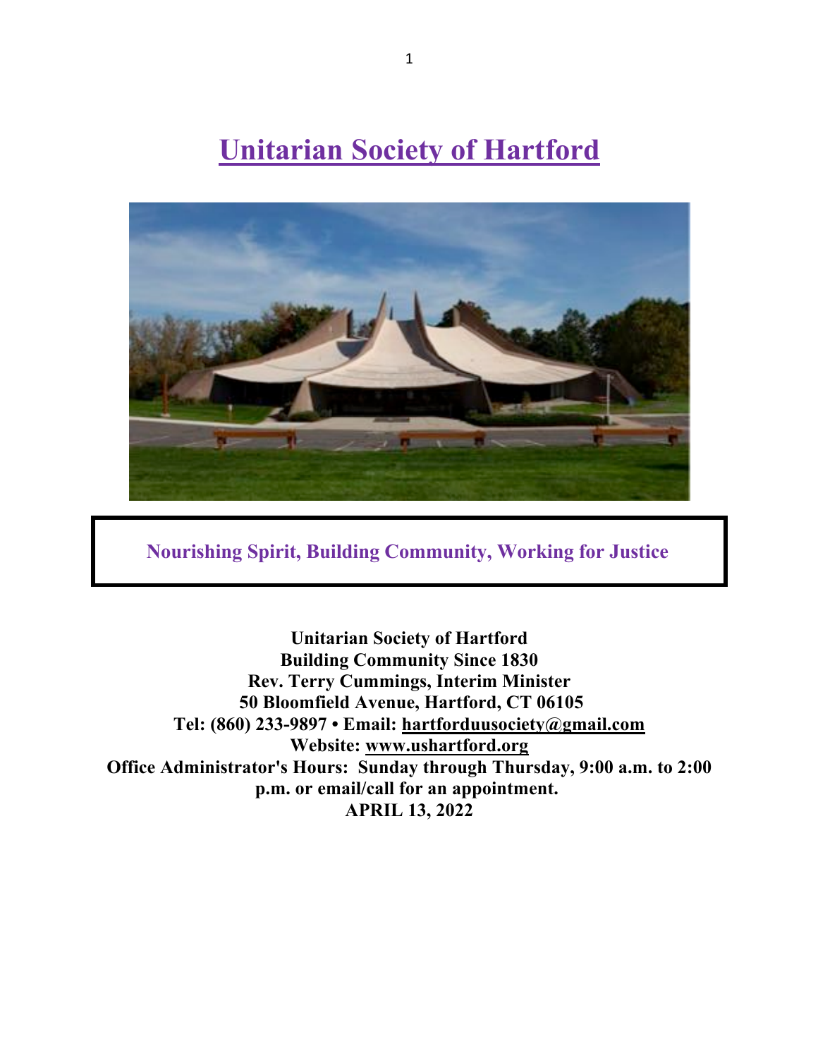# Unitarian Society of Hartford

**Nourishing Spirit, Building Community, Working for Justice**

**Unitarian Society of Hartford**
**Building Community Since 1830**
**Rev. Terry Cummings, Interim Minister**
**50 Bloomfield Avenue, Hartford, CT 06105**
**Tel: (860) 233-9897 • Email: hartforduusociety@gmail.com**
**Website: www.ushartford.org**
**Office Administrator's Hours: Sunday through Thursday, 9:00 a.m. to 2:00 p.m. or email/call for an appointment.**
**APRIL 13, 2022**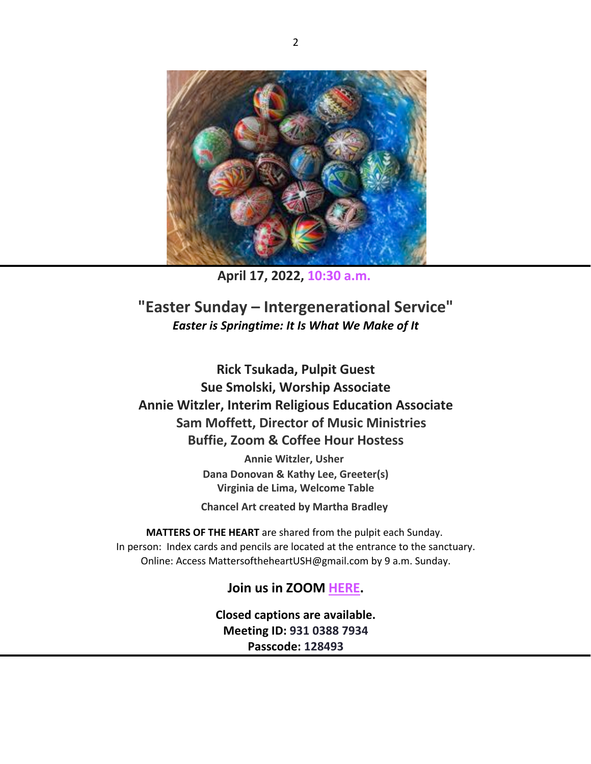**April 17, 2022, 10:30 a.m.**

## "Easter Sunday – Intergenerational Service"

***Easter is Springtime: It Is What We Make of It***

**Rick Tsukada, Pulpit Guest**
**Sue Smolski, Worship Associate**
**Annie Witzler, Interim Religious Education Associate**
**Sam Moffett, Director of Music Ministries**
**Buffie, Zoom & Coffee Hour Hostess**

**Annie Witzler, Usher**
**Dana Donovan & Kathy Lee, Greeter(s)**
**Virginia de Lima, Welcome Table**

**Chancel Art created by Martha Bradley**

**MATTERS OF THE HEART** are shared from the pulpit each Sunday.
In person: Index cards and pencils are located at the entrance to the sanctuary.
Online: Access MattersoftheheartUSH@gmail.com by 9 a.m. Sunday.

**Join us in ZOOM HERE.**

**Closed captions are available.**
**Meeting ID: 931 0388 7934**
**Passcode: 128493**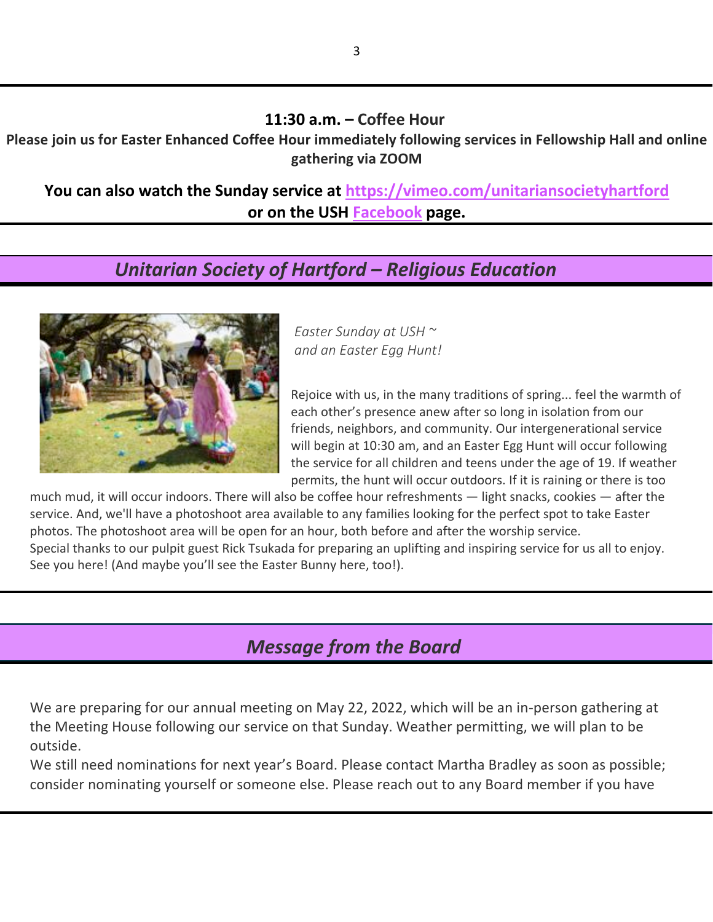**11:30 a.m. – Coffee Hour**

**Please join us for Easter Enhanced Coffee Hour immediately following services in Fellowship Hall and online gathering via ZOOM**

**You can also watch the Sunday service at [https://vimeo.com/unitariansocietyhartford](https://vimeo.com/unitariansocietyhartford) or on the USH [Facebook](#) page.**

## *Unitarian Society of Hartford – Religious Education*

*Easter Sunday at USH ~*
*and an Easter Egg Hunt!*

Rejoice with us, in the many traditions of spring... feel the warmth of each other's presence anew after so long in isolation from our friends, neighbors, and community. Our intergenerational service will begin at 10:30 am, and an Easter Egg Hunt will occur following the service for all children and teens under the age of 19. If weather permits, the hunt will occur outdoors. If it is raining or there is too much mud, it will occur indoors. There will also be coffee hour refreshments — light snacks, cookies — after the service. And, we'll have a photoshoot area available to any families looking for the perfect spot to take Easter photos. The photoshoot area will be open for an hour, both before and after the worship service.
Special thanks to our pulpit guest Rick Tsukada for preparing an uplifting and inspiring service for us all to enjoy. See you here! (And maybe you'll see the Easter Bunny here, too!).

## *Message from the Board*

We are preparing for our annual meeting on May 22, 2022, which will be an in-person gathering at the Meeting House following our service on that Sunday. Weather permitting, we will plan to be outside.
We still need nominations for next year's Board. Please contact Martha Bradley as soon as possible; consider nominating yourself or someone else. Please reach out to any Board member if you have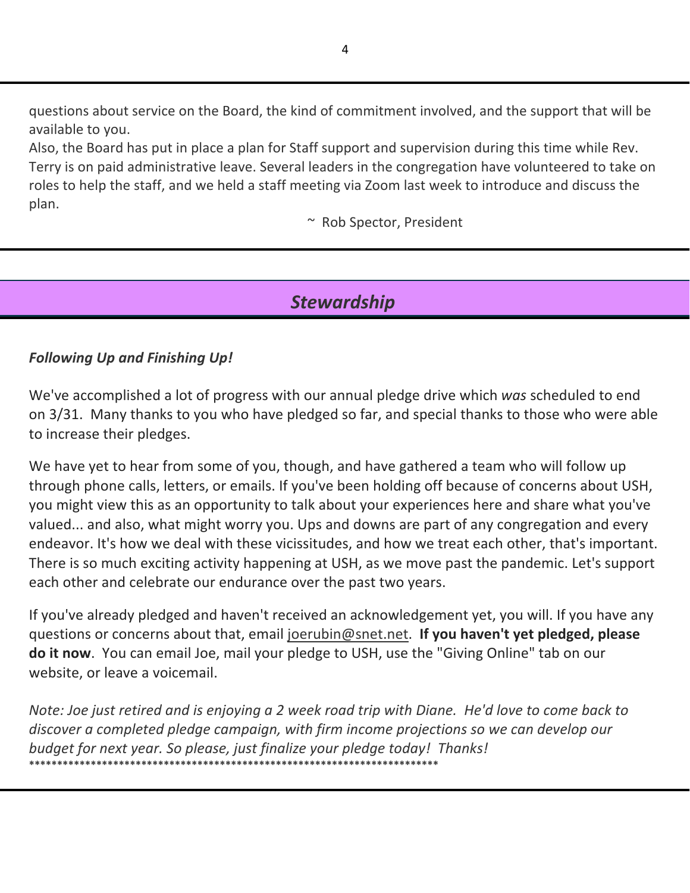questions about service on the Board, the kind of commitment involved, and the support that will be available to you.

Also, the Board has put in place a plan for Staff support and supervision during this time while Rev. Terry is on paid administrative leave. Several leaders in the congregation have volunteered to take on roles to help the staff, and we held a staff meeting via Zoom last week to introduce and discuss the plan.

~ Rob Spector, President

## *Stewardship*

### *Following Up and Finishing Up!*

We've accomplished a lot of progress with our annual pledge drive which *was* scheduled to end on 3/31. Many thanks to you who have pledged so far, and special thanks to those who were able to increase their pledges.

We have yet to hear from some of you, though, and have gathered a team who will follow up through phone calls, letters, or emails. If you've been holding off because of concerns about USH, you might view this as an opportunity to talk about your experiences here and share what you've valued... and also, what might worry you. Ups and downs are part of any congregation and every endeavor. It's how we deal with these vicissitudes, and how we treat each other, that's important. There is so much exciting activity happening at USH, as we move past the pandemic. Let's support each other and celebrate our endurance over the past two years.

If you've already pledged and haven't received an acknowledgement yet, you will. If you have any questions or concerns about that, email joerubin@snet.net. **If you haven't yet pledged, please do it now**. You can email Joe, mail your pledge to USH, use the "Giving Online" tab on our website, or leave a voicemail.

*Note: Joe just retired and is enjoying a 2 week road trip with Diane. He'd love to come back to discover a completed pledge campaign, with firm income projections so we can develop our budget for next year. So please, just finalize your pledge today! Thanks!*

***************************************************************************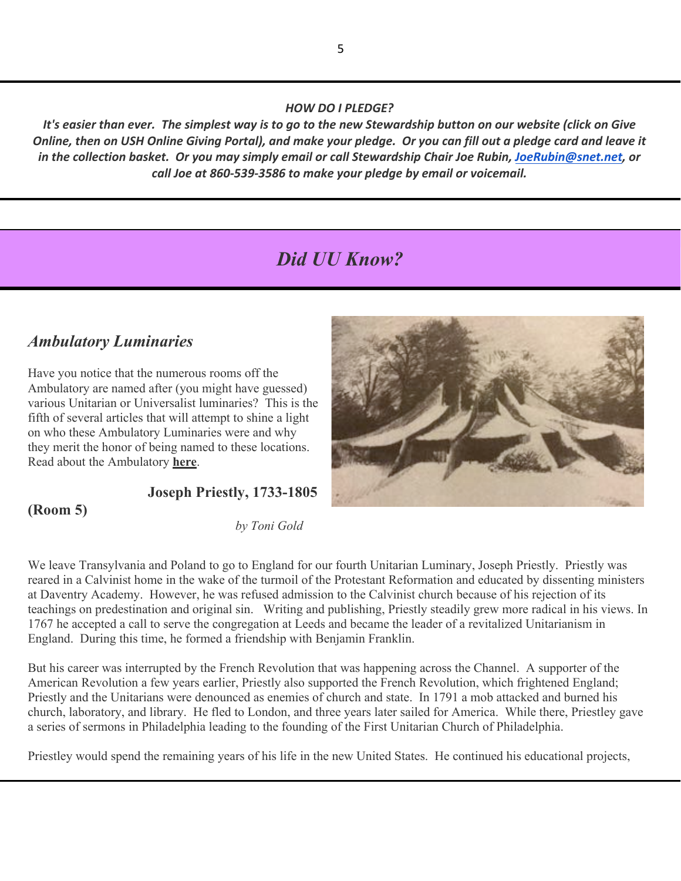***HOW DO I PLEDGE?***

***It's easier than ever. The simplest way is to go to the new Stewardship button on our website (click on Give Online, then on USH Online Giving Portal), and make your pledge. Or you can fill out a pledge card and leave it in the collection basket. Or you may simply email or call Stewardship Chair Joe Rubin, JoeRubin@snet.net, or call Joe at 860-539-3586 to make your pledge by email or voicemail.***

# *Did UU Know?*

## *Ambulatory Luminaries*

Have you notice that the numerous rooms off the Ambulatory are named after (you might have guessed) various Unitarian or Universalist luminaries? This is the fifth of several articles that will attempt to shine a light on who these Ambulatory Luminaries were and why they merit the honor of being named to these locations. Read about the Ambulatory **here**.

### Joseph Priestly, 1733-1805

**(Room 5)**

*by Toni Gold*

We leave Transylvania and Poland to go to England for our fourth Unitarian Luminary, Joseph Priestly. Priestly was reared in a Calvinist home in the wake of the turmoil of the Protestant Reformation and educated by dissenting ministers at Daventry Academy. However, he was refused admission to the Calvinist church because of his rejection of its teachings on predestination and original sin. Writing and publishing, Priestly steadily grew more radical in his views. In 1767 he accepted a call to serve the congregation at Leeds and became the leader of a revitalized Unitarianism in England. During this time, he formed a friendship with Benjamin Franklin.

But his career was interrupted by the French Revolution that was happening across the Channel. A supporter of the American Revolution a few years earlier, Priestly also supported the French Revolution, which frightened England; Priestly and the Unitarians were denounced as enemies of church and state. In 1791 a mob attacked and burned his church, laboratory, and library. He fled to London, and three years later sailed for America. While there, Priestley gave a series of sermons in Philadelphia leading to the founding of the First Unitarian Church of Philadelphia.

Priestley would spend the remaining years of his life in the new United States. He continued his educational projects,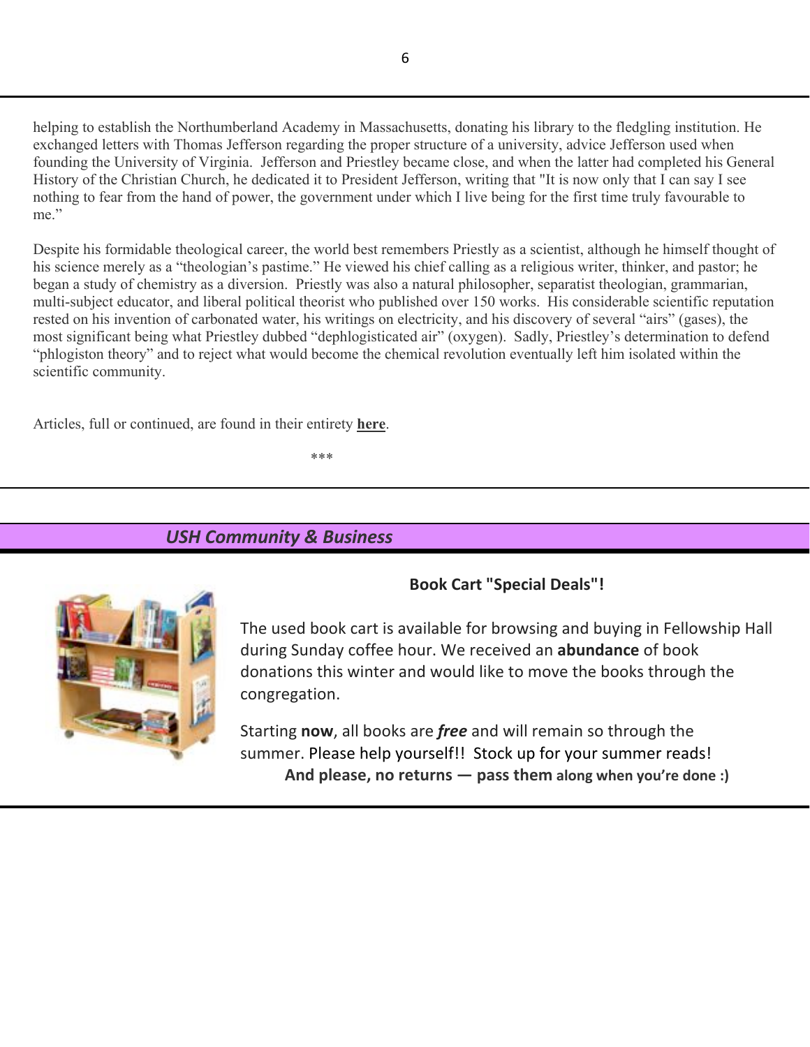helping to establish the Northumberland Academy in Massachusetts, donating his library to the fledgling institution. He exchanged letters with Thomas Jefferson regarding the proper structure of a university, advice Jefferson used when founding the University of Virginia. Jefferson and Priestley became close, and when the latter had completed his General History of the Christian Church, he dedicated it to President Jefferson, writing that "It is now only that I can say I see nothing to fear from the hand of power, the government under which I live being for the first time truly favourable to me."

Despite his formidable theological career, the world best remembers Priestly as a scientist, although he himself thought of his science merely as a "theologian's pastime." He viewed his chief calling as a religious writer, thinker, and pastor; he began a study of chemistry as a diversion. Priestly was also a natural philosopher, separatist theologian, grammarian, multi-subject educator, and liberal political theorist who published over 150 works. His considerable scientific reputation rested on his invention of carbonated water, his writings on electricity, and his discovery of several "airs" (gases), the most significant being what Priestley dubbed "dephlogisticated air" (oxygen). Sadly, Priestley's determination to defend "phlogiston theory" and to reject what would become the chemical revolution eventually left him isolated within the scientific community.

Articles, full or continued, are found in their entirety **here**.

\*\*\*

## *USH Community & Business*

### Book Cart "Special Deals"!

The used book cart is available for browsing and buying in Fellowship Hall during Sunday coffee hour. We received an **abundance** of book donations this winter and would like to move the books through the congregation.

Starting **now**, all books are ***free*** and will remain so through the summer. Please help yourself!! Stock up for your summer reads!

**And please, no returns — pass them along when you're done :)**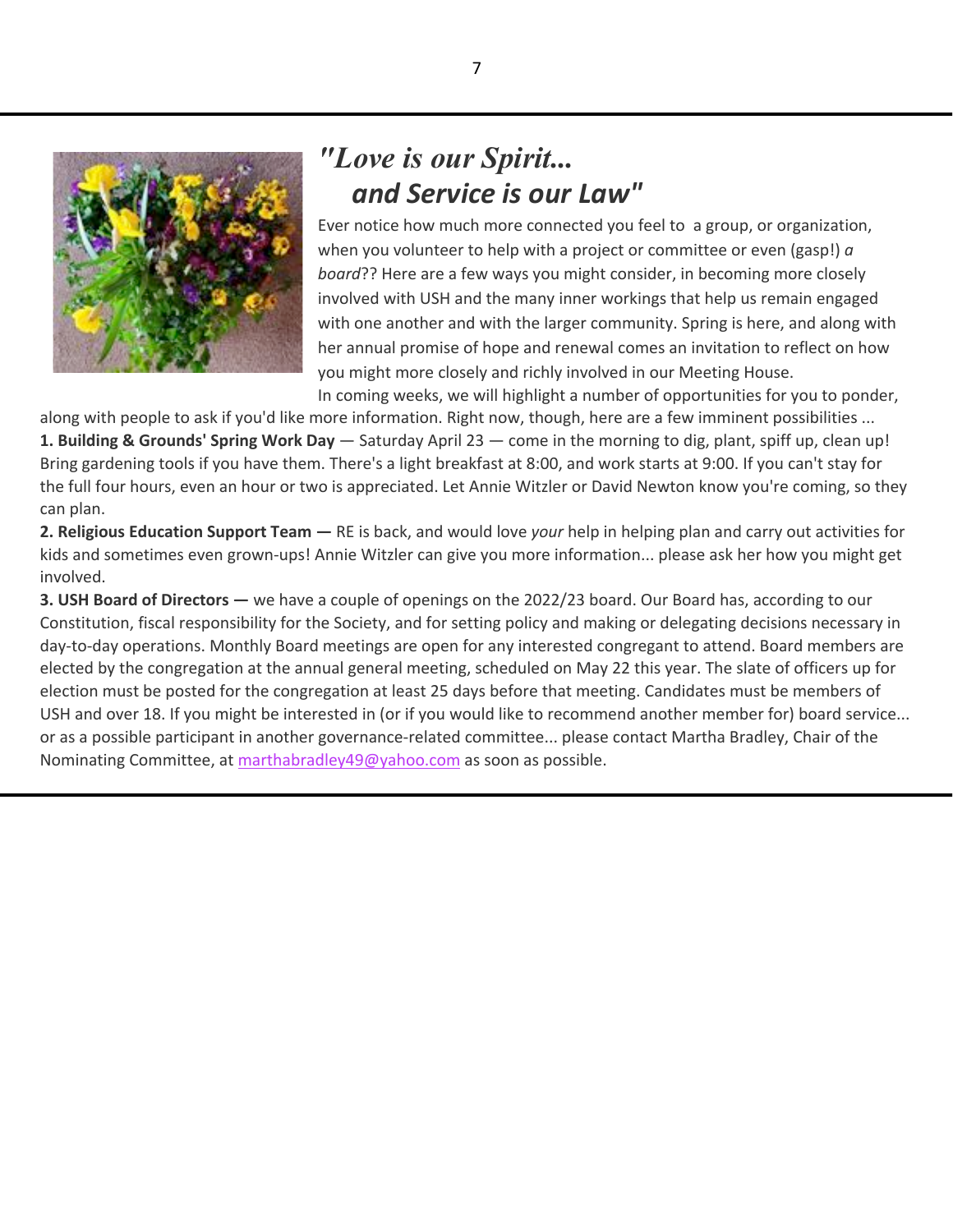## *"Love is our Spirit... and Service is our Law"*

Ever notice how much more connected you feel to a group, or organization, when you volunteer to help with a project or committee or even (gasp!) *a board*?? Here are a few ways you might consider, in becoming more closely involved with USH and the many inner workings that help us remain engaged with one another and with the larger community. Spring is here, and along with her annual promise of hope and renewal comes an invitation to reflect on how you might more closely and richly involved in our Meeting House.

In coming weeks, we will highlight a number of opportunities for you to ponder, along with people to ask if you'd like more information. Right now, though, here are a few imminent possibilities ...

**1. Building & Grounds' Spring Work Day** — Saturday April 23 — come in the morning to dig, plant, spiff up, clean up! Bring gardening tools if you have them. There's a light breakfast at 8:00, and work starts at 9:00. If you can't stay for the full four hours, even an hour or two is appreciated. Let Annie Witzler or David Newton know you're coming, so they can plan.

**2. Religious Education Support Team —** RE is back, and would love *your* help in helping plan and carry out activities for kids and sometimes even grown-ups! Annie Witzler can give you more information... please ask her how you might get involved.

**3. USH Board of Directors —** we have a couple of openings on the 2022/23 board. Our Board has, according to our Constitution, fiscal responsibility for the Society, and for setting policy and making or delegating decisions necessary in day-to-day operations. Monthly Board meetings are open for any interested congregant to attend. Board members are elected by the congregation at the annual general meeting, scheduled on May 22 this year. The slate of officers up for election must be posted for the congregation at least 25 days before that meeting. Candidates must be members of USH and over 18. If you might be interested in (or if you would like to recommend another member for) board service... or as a possible participant in another governance-related committee... please contact Martha Bradley, Chair of the Nominating Committee, at marthabradley49@yahoo.com as soon as possible.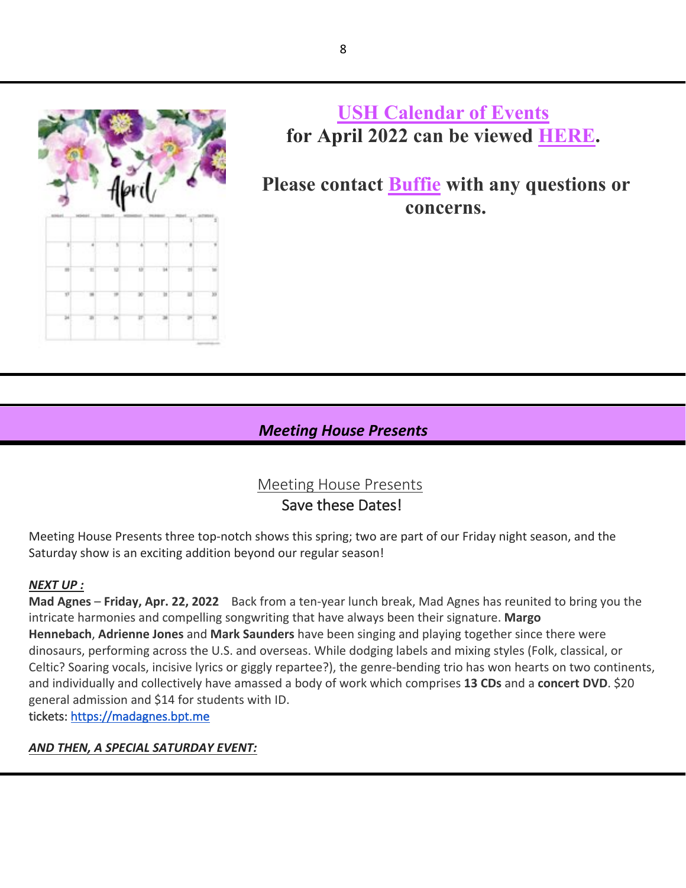**USH Calendar of Events for April 2022 can be viewed HERE.**

**Please contact Buffie with any questions or concerns.**

## *Meeting House Presents*

Meeting House Presents

Save these Dates!

Meeting House Presents three top-notch shows this spring; two are part of our Friday night season, and the Saturday show is an exciting addition beyond our regular season!

***NEXT UP :***

**Mad Agnes** – **Friday, Apr. 22, 2022** Back from a ten-year lunch break, Mad Agnes has reunited to bring you the intricate harmonies and compelling songwriting that have always been their signature. **Margo Hennebach**, **Adrienne Jones** and **Mark Saunders** have been singing and playing together since there were dinosaurs, performing across the U.S. and overseas. While dodging labels and mixing styles (Folk, classical, or Celtic? Soaring vocals, incisive lyrics or giggly repartee?), the genre-bending trio has won hearts on two continents, and individually and collectively have amassed a body of work which comprises **13 CDs** and a **concert DVD**. $20 general admission and $14 for students with ID.

tickets: https://madagnes.bpt.me

***AND THEN, A SPECIAL SATURDAY EVENT:***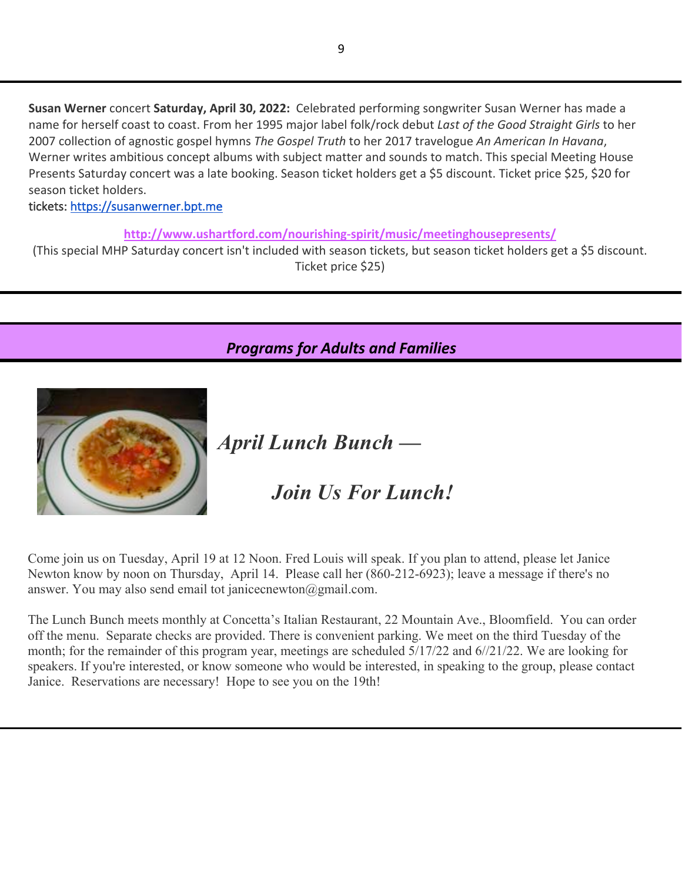**Susan Werner** concert **Saturday, April 30, 2022:** Celebrated performing songwriter Susan Werner has made a name for herself coast to coast. From her 1995 major label folk/rock debut *Last of the Good Straight Girls* to her 2007 collection of agnostic gospel hymns *The Gospel Truth* to her 2017 travelogue *An American In Havana*, Werner writes ambitious concept albums with subject matter and sounds to match. This special Meeting House Presents Saturday concert was a late booking. Season ticket holders get a $5 discount. Ticket price $25, $20 for season ticket holders.

tickets: https://susanwerner.bpt.me

**http://www.ushartford.com/nourishing-spirit/music/meetinghousepresents/**

(This special MHP Saturday concert isn't included with season tickets, but season ticket holders get a $5 discount. Ticket price $25)

## *Programs for Adults and Families*

### *April Lunch Bunch —*

### *Join Us For Lunch!*

Come join us on Tuesday, April 19 at 12 Noon. Fred Louis will speak. If you plan to attend, please let Janice Newton know by noon on Thursday, April 14. Please call her (860-212-6923); leave a message if there's no answer. You may also send email tot janicecnewton@gmail.com.

The Lunch Bunch meets monthly at Concetta's Italian Restaurant, 22 Mountain Ave., Bloomfield. You can order off the menu. Separate checks are provided. There is convenient parking. We meet on the third Tuesday of the month; for the remainder of this program year, meetings are scheduled 5/17/22 and 6//21/22. We are looking for speakers. If you're interested, or know someone who would be interested, in speaking to the group, please contact Janice. Reservations are necessary! Hope to see you on the 19th!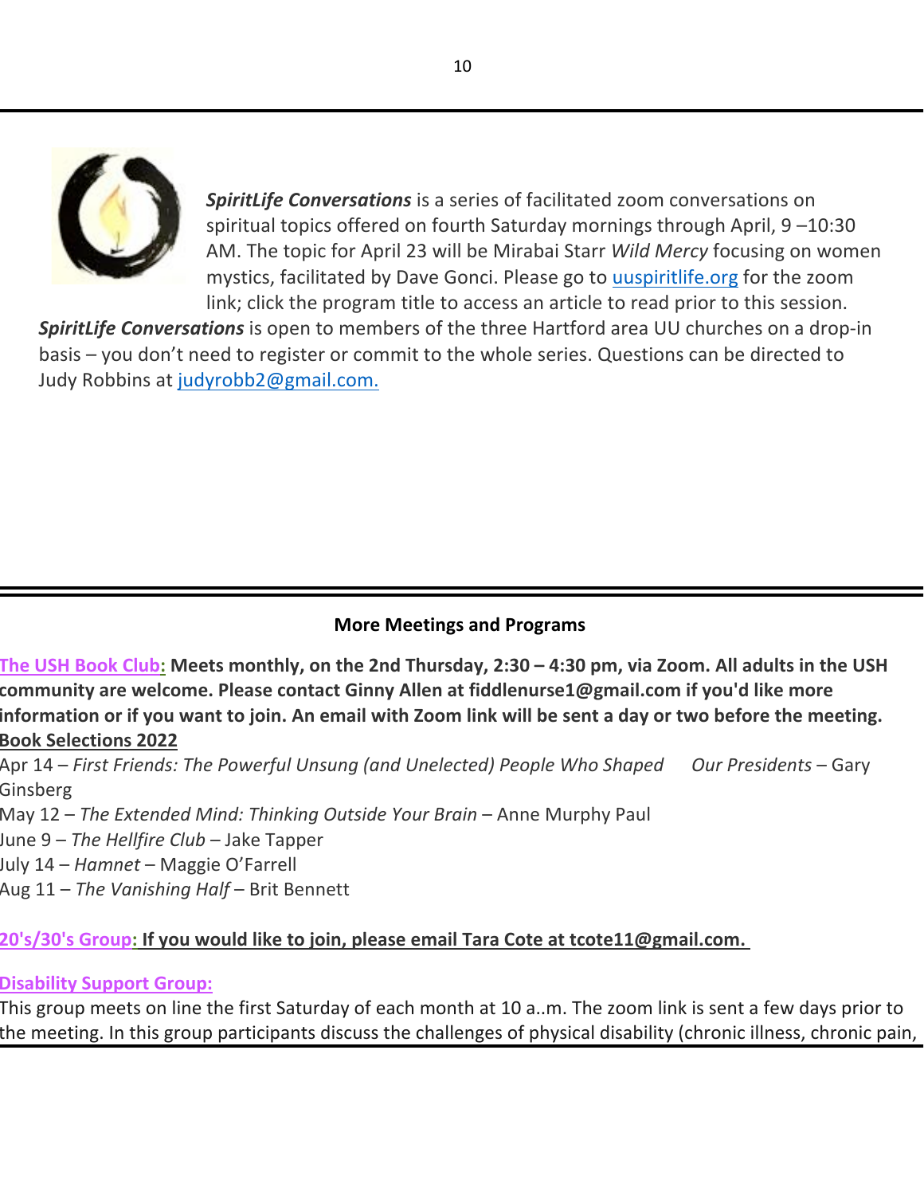***SpiritLife Conversations*** is a series of facilitated zoom conversations on spiritual topics offered on fourth Saturday mornings through April, 9 –10:30 AM. The topic for April 23 will be Mirabai Starr *Wild Mercy* focusing on women mystics, facilitated by Dave Gonci. Please go to uuspiritlife.org for the zoom link; click the program title to access an article to read prior to this session. ***SpiritLife Conversations*** is open to members of the three Hartford area UU churches on a drop-in basis – you don't need to register or commit to the whole series. Questions can be directed to Judy Robbins at judyrobb2@gmail.com.

## More Meetings and Programs

**The USH Book Club: Meets monthly, on the 2nd Thursday, 2:30 – 4:30 pm, via Zoom. All adults in the USH community are welcome. Please contact Ginny Allen at fiddlenurse1@gmail.com if you'd like more information or if you want to join. An email with Zoom link will be sent a day or two before the meeting.**

**Book Selections 2022**

Apr 14 – *First Friends: The Powerful Unsung (and Unelected) People Who Shaped Our Presidents* – Gary Ginsberg
May 12 – *The Extended Mind: Thinking Outside Your Brain* – Anne Murphy Paul
June 9 – *The Hellfire Club* – Jake Tapper
July 14 – *Hamnet* – Maggie O'Farrell
Aug 11 – *The Vanishing Half* – Brit Bennett

**20's/30's Group: If you would like to join, please email Tara Cote at tcote11@gmail.com.**

**Disability Support Group:**

This group meets on line the first Saturday of each month at 10 a..m. The zoom link is sent a few days prior to the meeting. In this group participants discuss the challenges of physical disability (chronic illness, chronic pain,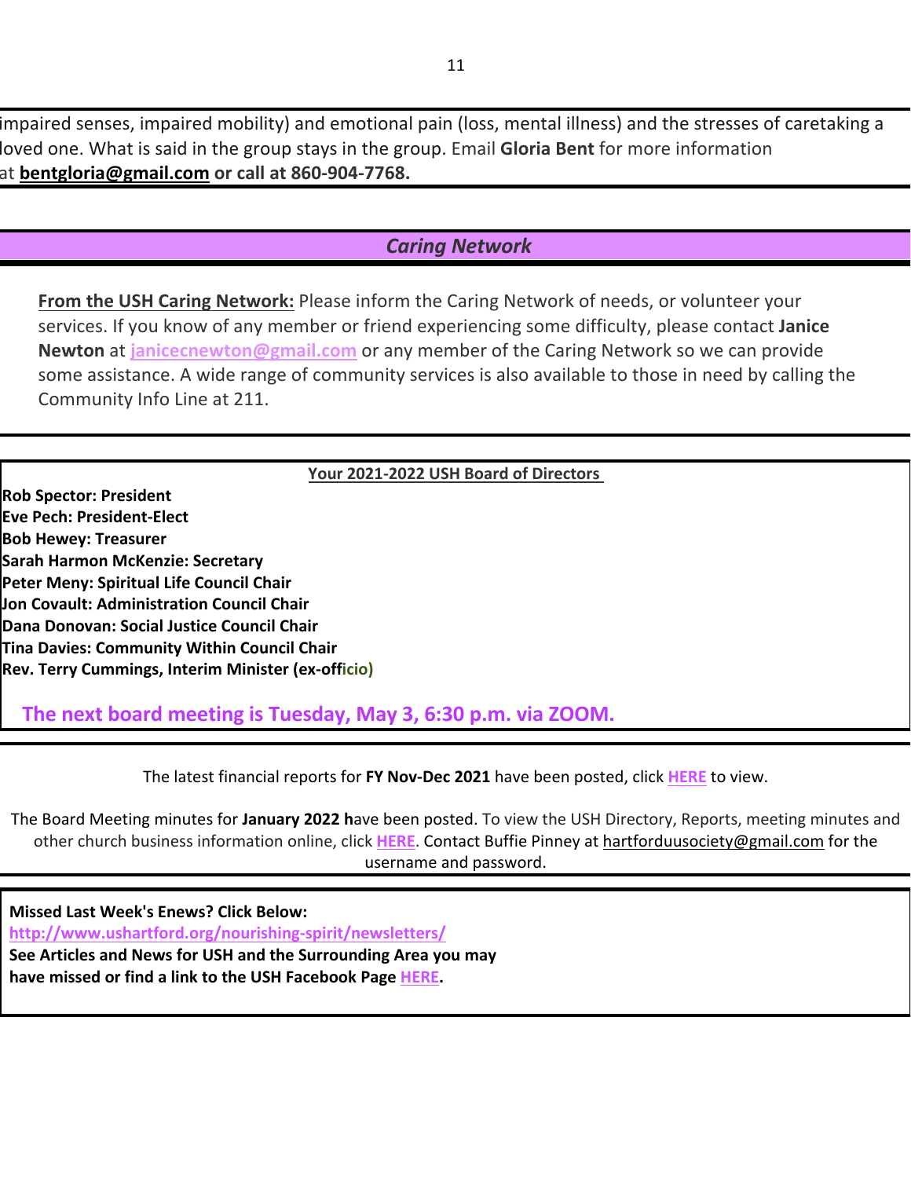impaired senses, impaired mobility) and emotional pain (loss, mental illness) and the stresses of caretaking a loved one. What is said in the group stays in the group. Email **Gloria Bent** for more information at **bentgloria@gmail.com or call at 860-904-7768.**

## *Caring Network*

**From the USH Caring Network:** Please inform the Caring Network of needs, or volunteer your services. If you know of any member or friend experiencing some difficulty, please contact **Janice Newton** at janicecnewton@gmail.com or any member of the Caring Network so we can provide some assistance. A wide range of community services is also available to those in need by calling the Community Info Line at 211.

**Your 2021-2022 USH Board of Directors**

**Rob Spector: President**
**Eve Pech: President-Elect**
**Bob Hewey: Treasurer**
**Sarah Harmon McKenzie: Secretary**
**Peter Meny: Spiritual Life Council Chair**
**Jon Covault: Administration Council Chair**
**Dana Donovan: Social Justice Council Chair**
**Tina Davies: Community Within Council Chair**
**Rev. Terry Cummings, Interim Minister (ex-officio)**

**The next board meeting is Tuesday, May 3, 6:30 p.m. via ZOOM.**

The latest financial reports for **FY Nov-Dec 2021** have been posted, click **HERE** to view.

The Board Meeting minutes for **January 2022 h**ave been posted. To view the USH Directory, Reports, meeting minutes and other church business information online, click **HERE**. Contact Buffie Pinney at hartforduusociety@gmail.com for the username and password.

**Missed Last Week's Enews? Click Below:**
**http://www.ushartford.org/nourishing-spirit/newsletters/**
**See Articles and News for USH and the Surrounding Area you may have missed or find a link to the USH Facebook Page HERE.**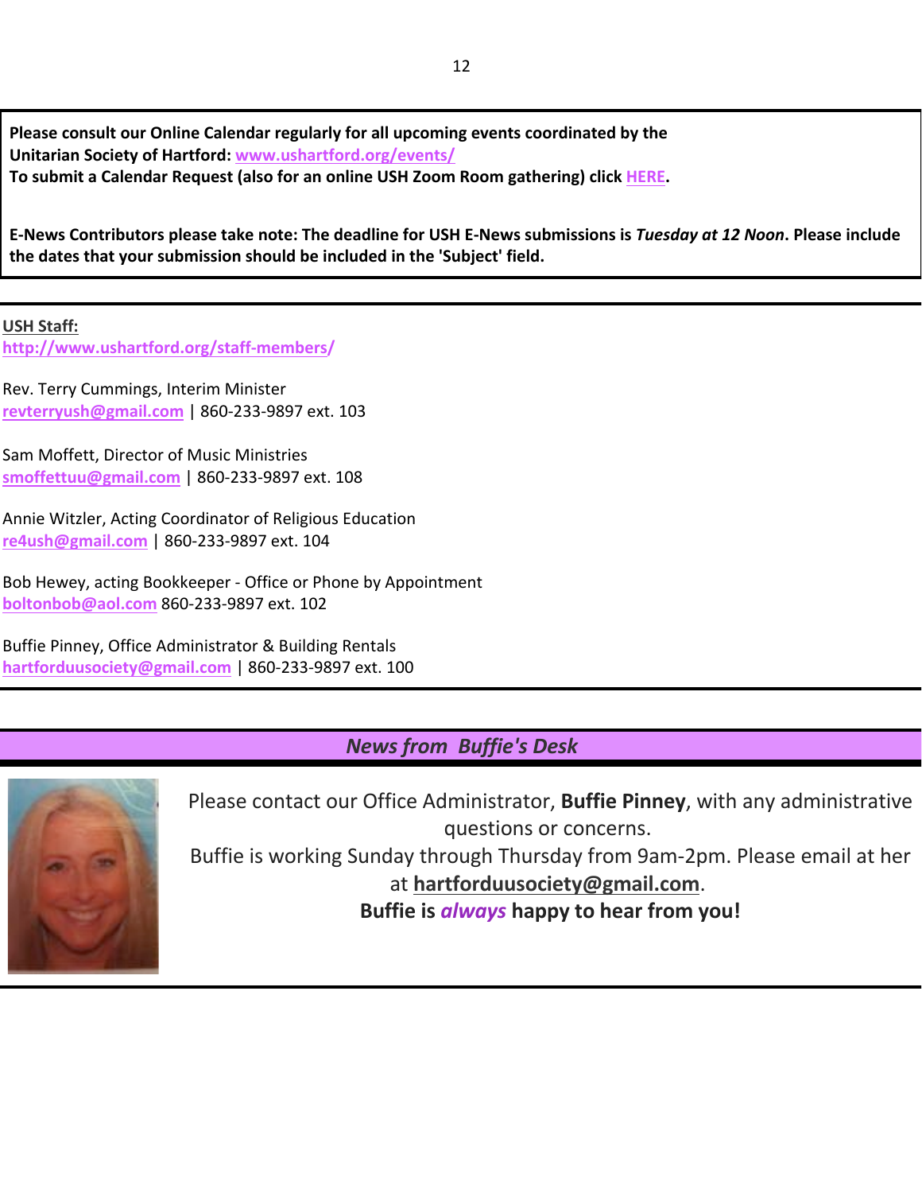**Please consult our Online Calendar regularly for all upcoming events coordinated by the Unitarian Society of Hartford: [www.ushartford.org/events/](www.ushartford.org/events/)**
**To submit a Calendar Request (also for an online USH Zoom Room gathering) click [HERE](HERE).**

**E-News Contributors please take note: The deadline for USH E-News submissions is *Tuesday at 12 Noon*. Please include the dates that your submission should be included in the 'Subject' field.**

**USH Staff:**
**[http://www.ushartford.org/staff-members/](http://www.ushartford.org/staff-members/)**

Rev. Terry Cummings, Interim Minister
**revterryush@gmail.com** | 860-233-9897 ext. 103

Sam Moffett, Director of Music Ministries
**smoffettuu@gmail.com** | 860-233-9897 ext. 108

Annie Witzler, Acting Coordinator of Religious Education
**re4ush@gmail.com** | 860-233-9897 ext. 104

Bob Hewey, acting Bookkeeper - Office or Phone by Appointment
**boltonbob@aol.com** 860-233-9897 ext. 102

Buffie Pinney, Office Administrator & Building Rentals
**hartforduusociety@gmail.com** | 860-233-9897 ext. 100

## *News from Buffie's Desk*

Please contact our Office Administrator, **Buffie Pinney**, with any administrative questions or concerns.
Buffie is working Sunday through Thursday from 9am-2pm. Please email at her at **hartforduusociety@gmail.com**.
**Buffie is *always* happy to hear from you!**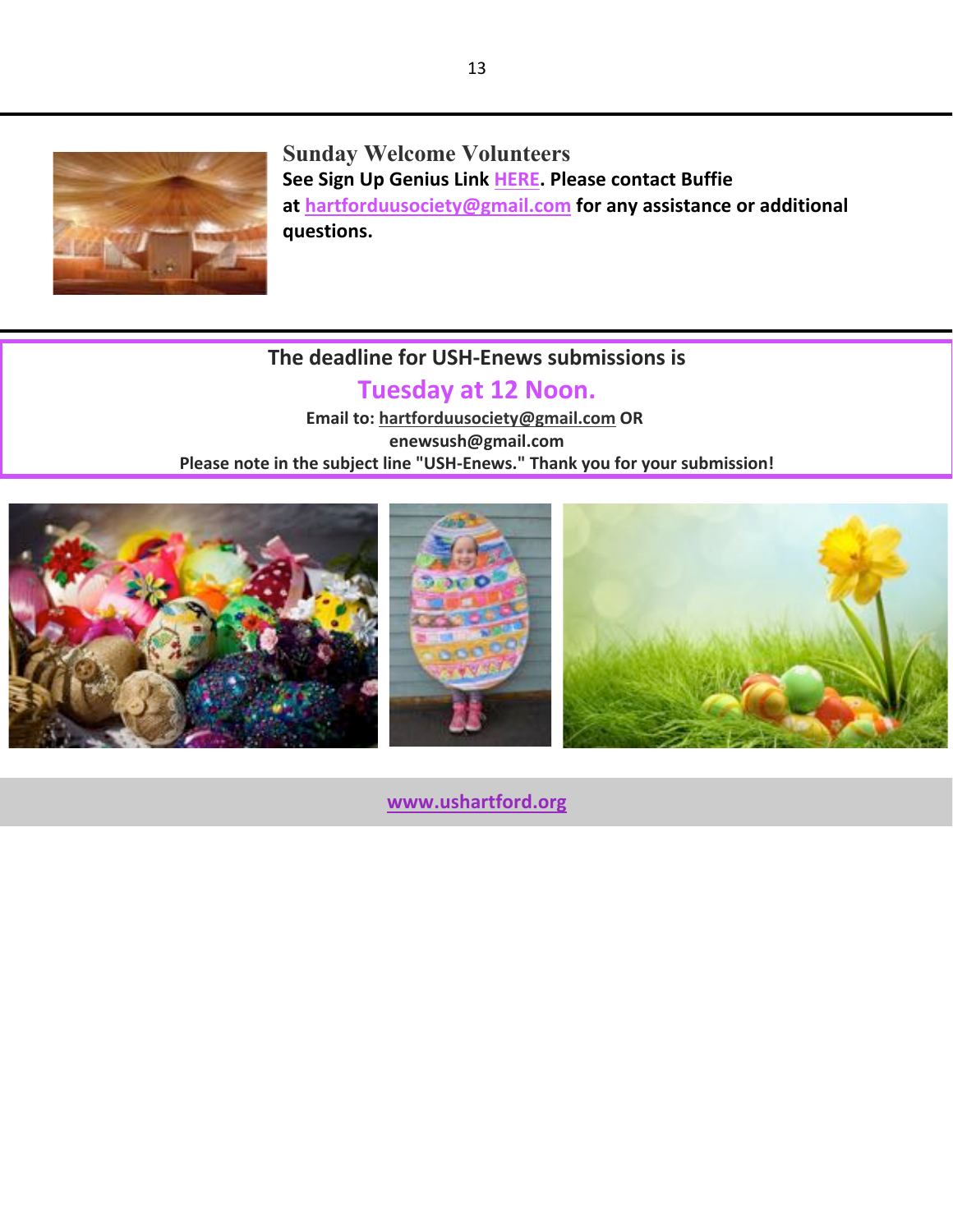## Sunday Welcome Volunteers

**See Sign Up Genius Link HERE. Please contact Buffie at hartforduusociety@gmail.com for any assistance or additional questions.**

---

**The deadline for USH-Enews submissions is**

## Tuesday at 12 Noon.

**Email to: hartforduusociety@gmail.com OR enewsush@gmail.com**

**Please note in the subject line "USH-Enews." Thank you for your submission!**

---

**www.ushartford.org**